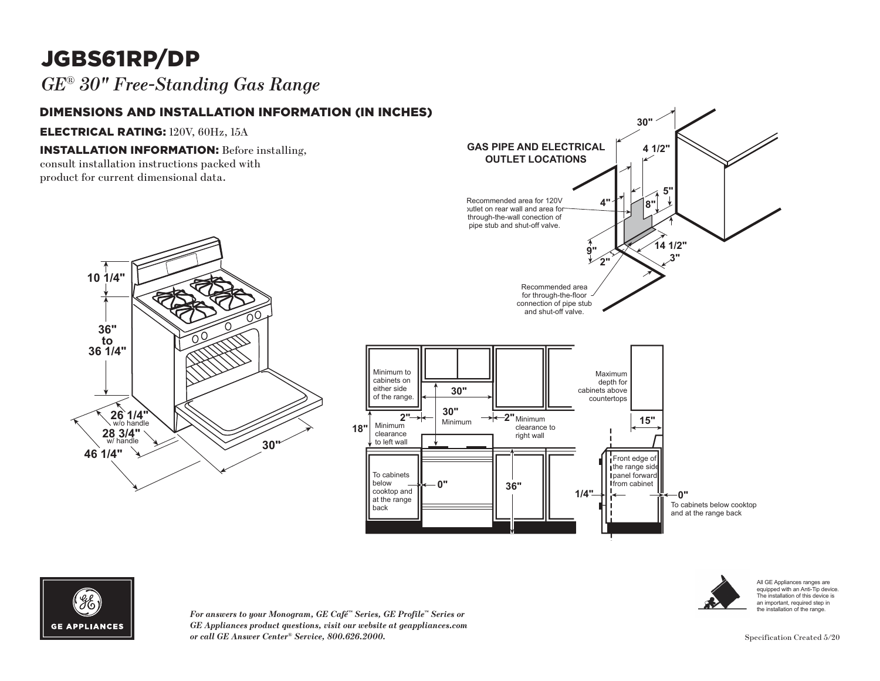# JGBS61RP/DP

*GE® 30" Free-Standing Gas Range*

## DIMENSIONS AND INSTALLATION INFORMATION (IN INCHES)

**ELECTRICAL RATING:** 120V, 60Hz, 15A

**INSTALLATION INFORMATION:** Before installing, consult installation instructions packed with product for current dimensional data.

**GAS PIPE AND ELECTRICAL OUTLET LOCATIONS**

30"

4 1/2"

5"

8"

4"

Recommended area for 120V outlet on rear wall and area for through-the-wall conection of pipe stub and shut-off valve.

9"

2"

14 1/2"

3"

Recommended area for through-the-floor connection of pipe stub and shut-off valve.

10 1/4"

36" to 36 1/4"

26 1/4" w/o handle

28 3/4" w/ handle

46 1/4"

30"

Minimum to cabinets on either side of the range.

30"

18"

2" Minimum clearance to left wall

30" Minimum

2" Minimum clearance to right wall

To cabinets below cooktop and at the range back

0"

36"

Maximum depth for cabinets above countertops

15"

Front edge of the range side panel forward from cabinet

1/4"

0"

To cabinets below cooktop and at the range back

All GE Appliances ranges are equipped with an Anti-Tip device. The installation of this device is an important, required step in the installation of the range.

GE APPLIANCES

*For answers to your Monogram, GE Café™ Series, GE Profile™ Series or GE Appliances product questions, visit our website at geappliances.com or call GE Answer Center® Service, 800.626.2000.*

Specification Created 5/20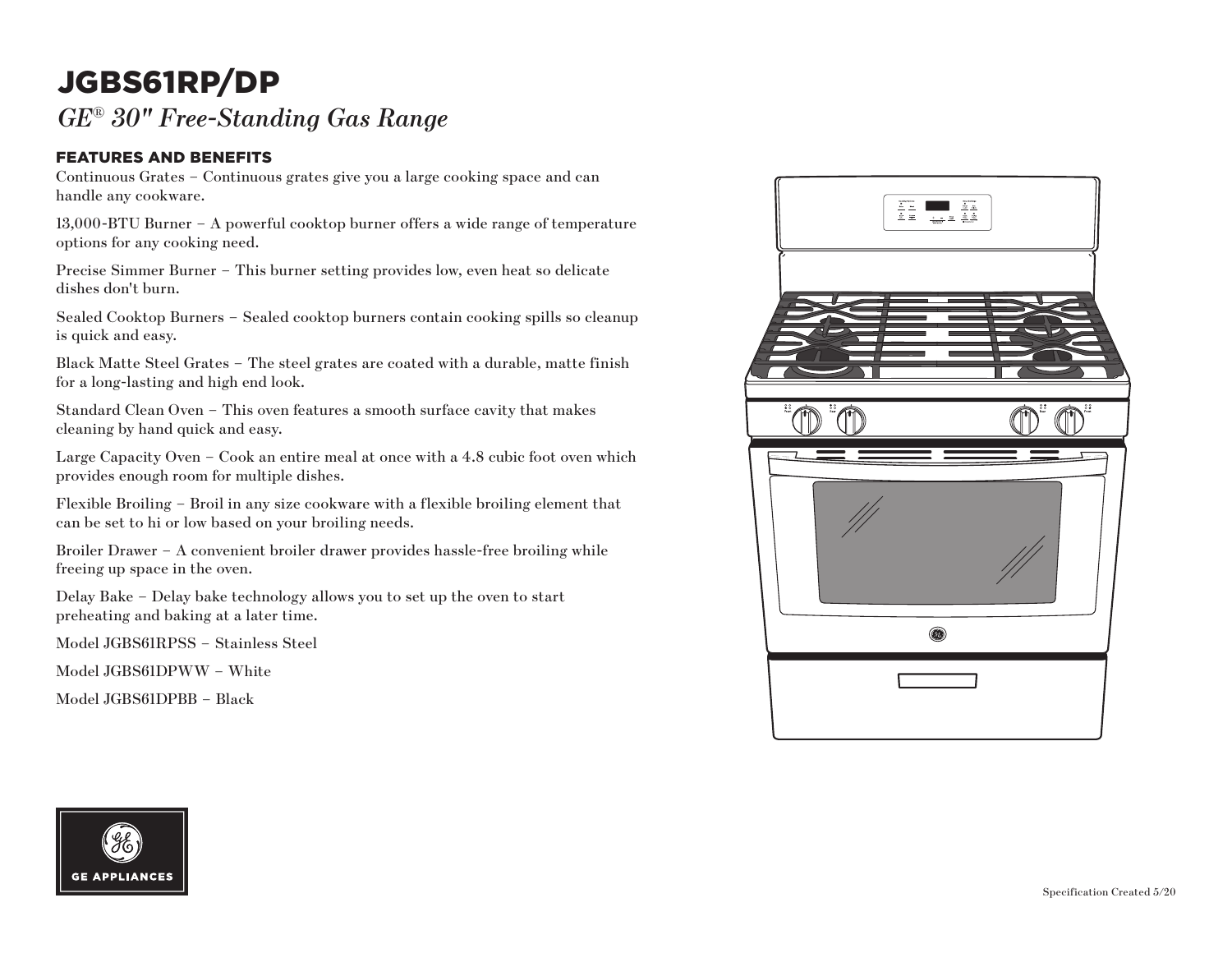# JGBS61RP/DP

*GE® 30" Free-Standing Gas Range*

## FEATURES AND BENEFITS

Continuous Grates – Continuous grates give you a large cooking space and can handle any cookware.

13,000-BTU Burner – A powerful cooktop burner offers a wide range of temperature options for any cooking need.

Precise Simmer Burner – This burner setting provides low, even heat so delicate dishes don't burn.

Sealed Cooktop Burners – Sealed cooktop burners contain cooking spills so cleanup is quick and easy.

Black Matte Steel Grates – The steel grates are coated with a durable, matte finish for a long-lasting and high end look.

Standard Clean Oven – This oven features a smooth surface cavity that makes cleaning by hand quick and easy.

Large Capacity Oven – Cook an entire meal at once with a 4.8 cubic foot oven which provides enough room for multiple dishes.

Flexible Broiling – Broil in any size cookware with a flexible broiling element that can be set to hi or low based on your broiling needs.

Broiler Drawer – A convenient broiler drawer provides hassle-free broiling while freeing up space in the oven.

Delay Bake – Delay bake technology allows you to set up the oven to start preheating and baking at a later time.

Model JGBS61RPSS – Stainless Steel

Model JGBS61DPWW – White

Model JGBS61DPBB – Black

GE APPLIANCES

Specification Created 5/20